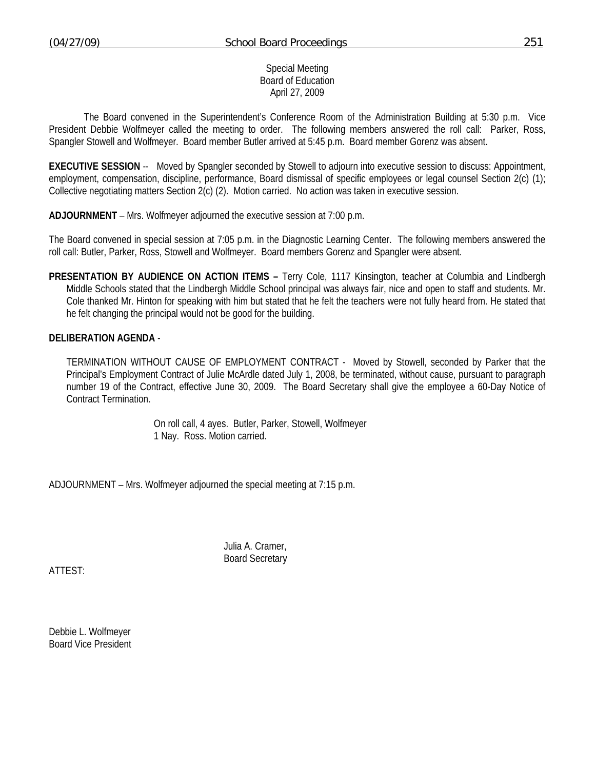Special Meeting
Board of Education
April 27, 2009

The Board convened in the Superintendent's Conference Room of the Administration Building at 5:30 p.m. Vice President Debbie Wolfmeyer called the meeting to order. The following members answered the roll call: Parker, Ross, Spangler Stowell and Wolfmeyer. Board member Butler arrived at 5:45 p.m. Board member Gorenz was absent.

**EXECUTIVE SESSION** -- Moved by Spangler seconded by Stowell to adjourn into executive session to discuss: Appointment, employment, compensation, discipline, performance, Board dismissal of specific employees or legal counsel Section 2(c) (1); Collective negotiating matters Section 2(c) (2). Motion carried. No action was taken in executive session.

**ADJOURNMENT** – Mrs. Wolfmeyer adjourned the executive session at 7:00 p.m.

The Board convened in special session at 7:05 p.m. in the Diagnostic Learning Center. The following members answered the roll call: Butler, Parker, Ross, Stowell and Wolfmeyer. Board members Gorenz and Spangler were absent.

**PRESENTATION BY AUDIENCE ON ACTION ITEMS –** Terry Cole, 1117 Kinsington, teacher at Columbia and Lindbergh Middle Schools stated that the Lindbergh Middle School principal was always fair, nice and open to staff and students. Mr. Cole thanked Mr. Hinton for speaking with him but stated that he felt the teachers were not fully heard from. He stated that he felt changing the principal would not be good for the building.

**DELIBERATION AGENDA** -

TERMINATION WITHOUT CAUSE OF EMPLOYMENT CONTRACT - Moved by Stowell, seconded by Parker that the Principal's Employment Contract of Julie McArdle dated July 1, 2008, be terminated, without cause, pursuant to paragraph number 19 of the Contract, effective June 30, 2009. The Board Secretary shall give the employee a 60-Day Notice of Contract Termination.

On roll call, 4 ayes. Butler, Parker, Stowell, Wolfmeyer
1 Nay. Ross. Motion carried.

ADJOURNMENT – Mrs. Wolfmeyer adjourned the special meeting at 7:15 p.m.

Julia A. Cramer,
Board Secretary

ATTEST:

Debbie L. Wolfmeyer
Board Vice President